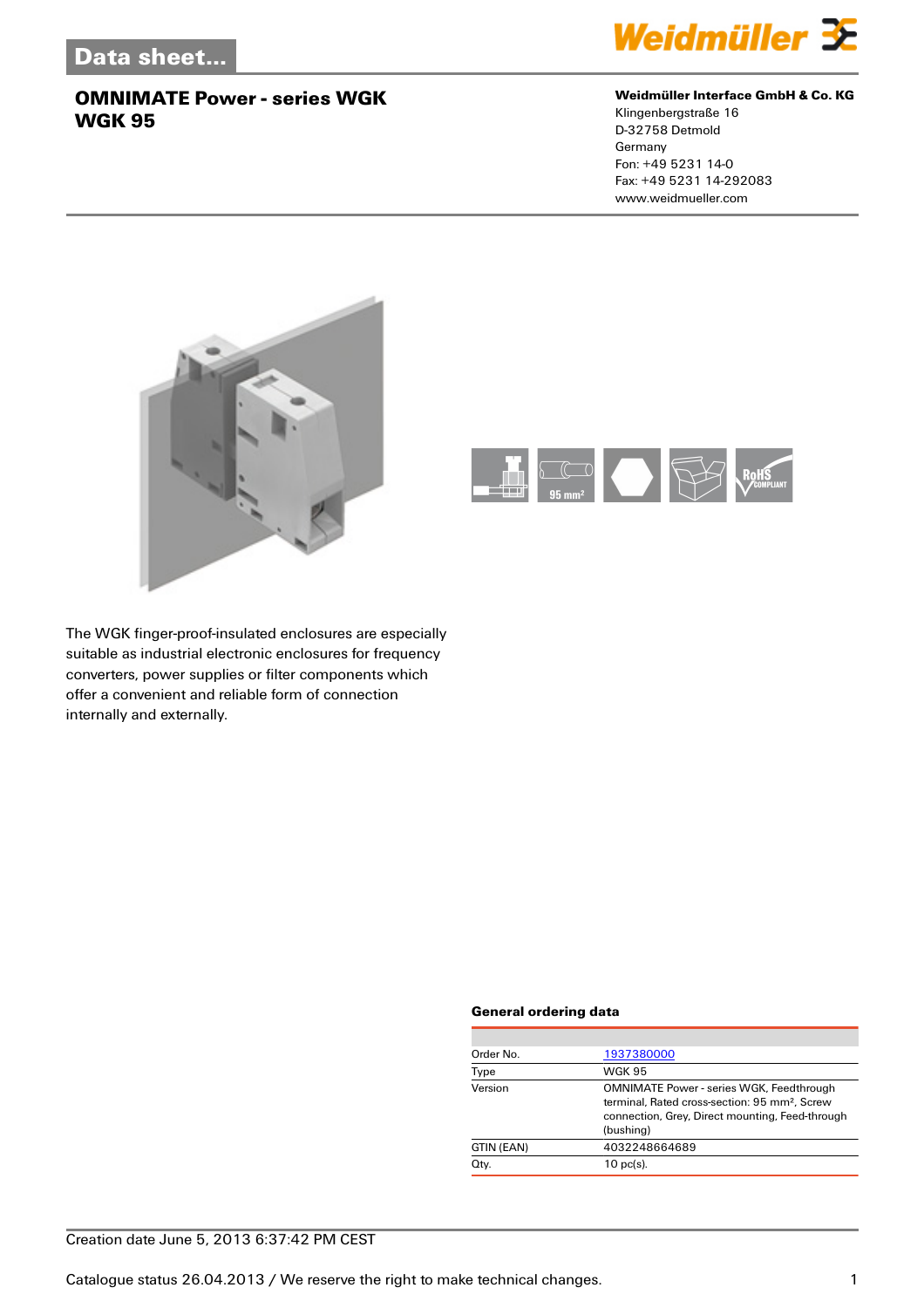# OMNIMATE Power - series WGK
## WGK 95

**Weidmüller Interface GmbH & Co. KG**
Klingenbergstraße 16
D-32758 Detmold
Germany
Fon: +49 5231 14-0
Fax: +49 5231 14-292083
www.weidmueller.com

The WGK finger-proof-insulated enclosures are especially suitable as industrial electronic enclosures for frequency converters, power supplies or filter components which offer a convenient and reliable form of connection internally and externally.

### General ordering data

| | |
|---|---|
| Order No. | 1937380000 |
| Type | WGK 95 |
| Version | OMNIMATE Power - series WGK, Feedthrough terminal, Rated cross-section: 95 mm², Screw connection, Grey, Direct mounting, Feed-through (bushing) |
| GTIN (EAN) | 4032248664689 |
| Qty. | 10 pc(s). |

Creation date June 5, 2013 6:37:42 PM CEST

Catalogue status 26.04.2013 / We reserve the right to make technical changes.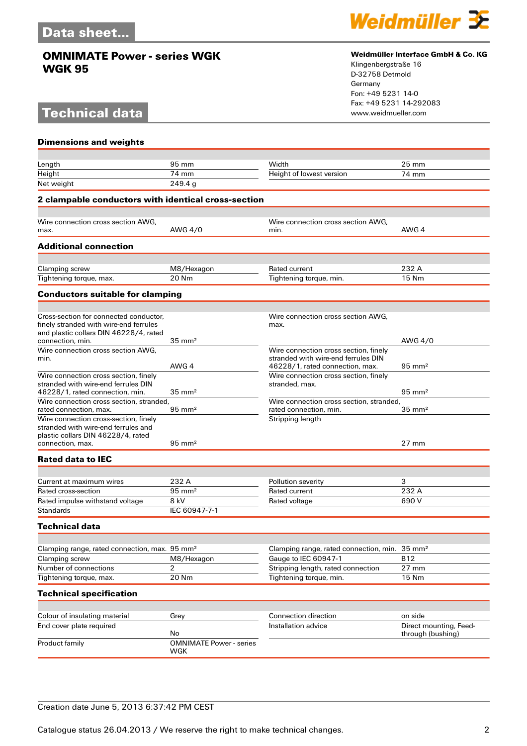# Data sheet...

## OMNIMATE Power - series WGK
## WGK 95

**Weidmüller Interface GmbH & Co. KG**
Klingenbergstraße 16
D-32758 Detmold
Germany
Fon: +49 5231 14-0
Fax: +49 5231 14-292083
www.weidmueller.com

# Technical data

### Dimensions and weights

| | | | |
|---|---|---|---|
| Length | 95 mm | Width | 25 mm |
| Height | 74 mm | Height of lowest version | 74 mm |
| Net weight | 249.4 g | | |

### 2 clampable conductors with identical cross-section

| | | | |
|---|---|---|---|
| Wire connection cross section AWG, max. | AWG 4/0 | Wire connection cross section AWG, min. | AWG 4 |

### Additional connection

| | | | |
|---|---|---|---|
| Clamping screw | M8/Hexagon | Rated current | 232 A |
| Tightening torque, max. | 20 Nm | Tightening torque, min. | 15 Nm |

### Conductors suitable for clamping

| | | | |
|---|---|---|---|
| Cross-section for connected conductor, finely stranded with wire-end ferrules and plastic collars DIN 46228/4, rated connection, min. | 35 mm² | Wire connection cross section AWG, max. | AWG 4/0 |
| Wire connection cross section AWG, min. | AWG 4 | Wire connection cross section, finely stranded with wire-end ferrules DIN 46228/1, rated connection, max. | 95 mm² |
| Wire connection cross section, finely stranded with wire-end ferrules DIN 46228/1, rated connection, min. | 35 mm² | Wire connection cross section, finely stranded, max. | 95 mm² |
| Wire connection cross section, stranded, rated connection, max. | 95 mm² | Wire connection cross section, stranded, rated connection, min. | 35 mm² |
| Wire connection cross-section, finely stranded with wire-end ferrules and plastic collars DIN 46228/4, rated connection, max. | 95 mm² | Stripping length | 27 mm |

### Rated data to IEC

| | | | |
|---|---|---|---|
| Current at maximum wires | 232 A | Pollution severity | 3 |
| Rated cross-section | 95 mm² | Rated current | 232 A |
| Rated impulse withstand voltage | 8 kV | Rated voltage | 690 V |
| Standards | IEC 60947-7-1 | | |

### Technical data

| | | | |
|---|---|---|---|
| Clamping range, rated connection, max. | 95 mm² | Clamping range, rated connection, min. | 35 mm² |
| Clamping screw | M8/Hexagon | Gauge to IEC 60947-1 | B12 |
| Number of connections | 2 | Stripping length, rated connection | 27 mm |
| Tightening torque, max. | 20 Nm | Tightening torque, min. | 15 Nm |

### Technical specification

| | | | |
|---|---|---|---|
| Colour of insulating material | Grey | Connection direction | on side |
| End cover plate required | No | Installation advice | Direct mounting, Feed-through (bushing) |
| Product family | OMNIMATE Power - series WGK | | |

Creation date June 5, 2013 6:37:42 PM CEST

Catalogue status 26.04.2013 / We reserve the right to make technical changes.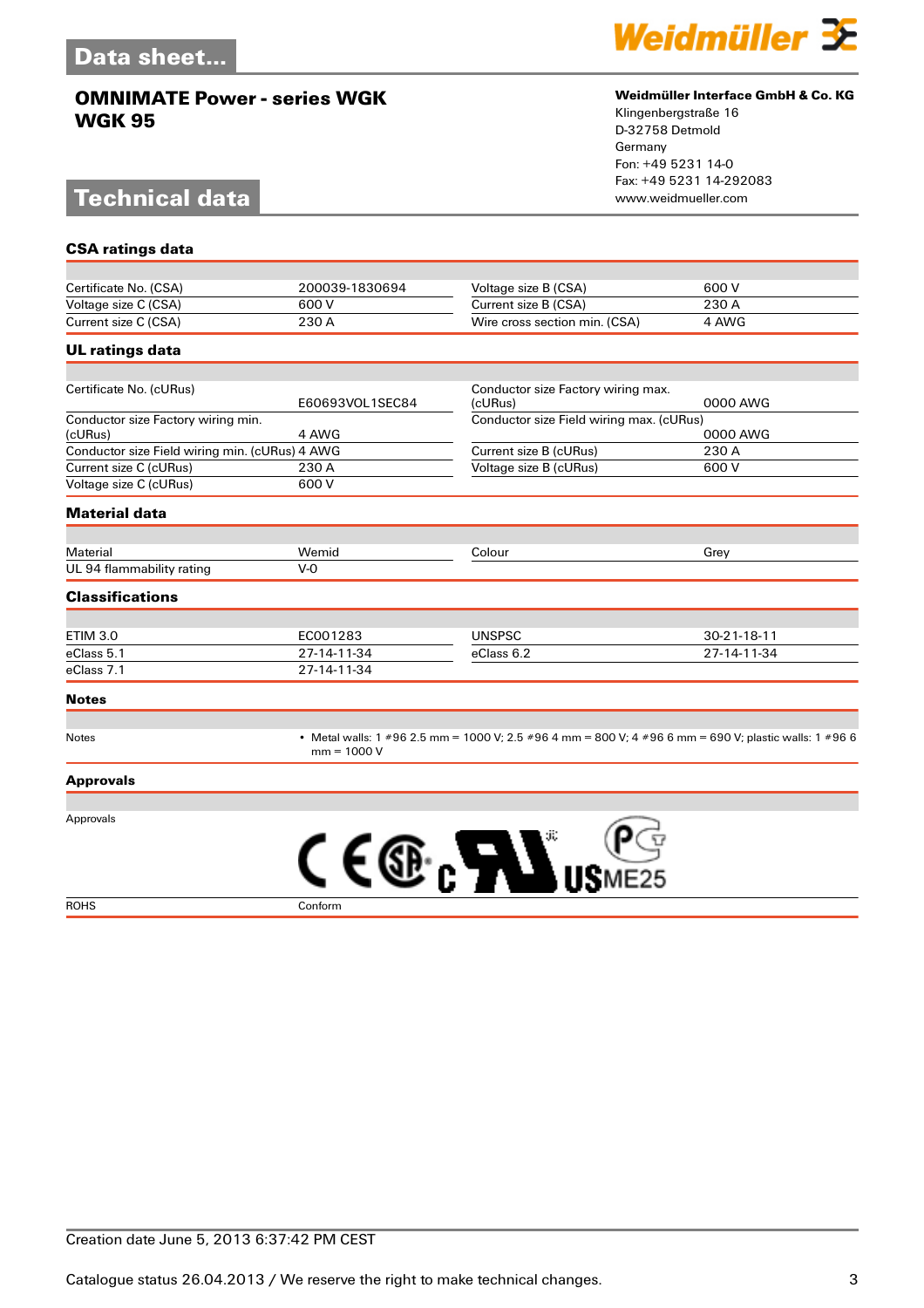Data sheet...

**OMNIMATE Power - series WGK**
**WGK 95**

**Weidmüller Interface GmbH & Co. KG**
Klingenbergstraße 16
D-32758 Detmold
Germany
Fon: +49 5231 14-0
Fax: +49 5231 14-292083
www.weidmueller.com

# Technical data

## CSA ratings data

| | | | |
|---|---|---|---|
| Certificate No. (CSA) | 200039-1830694 | Voltage size B (CSA) | 600 V |
| Voltage size C (CSA) | 600 V | Current size B (CSA) | 230 A |
| Current size C (CSA) | 230 A | Wire cross section min. (CSA) | 4 AWG |

## UL ratings data

| | | | |
|---|---|---|---|
| Certificate No. (cURus) | E60693VOL1SEC84 | Conductor size Factory wiring max. (cURus) | 0000 AWG |
| Conductor size Factory wiring min. (cURus) | 4 AWG | Conductor size Field wiring max. (cURus) | 0000 AWG |
| Conductor size Field wiring min. (cURus) | 4 AWG | Current size B (cURus) | 230 A |
| Current size C (cURus) | 230 A | Voltage size B (cURus) | 600 V |
| Voltage size C (cURus) | 600 V | | |

## Material data

| | | | |
|---|---|---|---|
| Material | Wemid | Colour | Grey |
| UL 94 flammability rating | V-0 | | |

## Classifications

| | | | |
|---|---|---|---|
| ETIM 3.0 | EC001283 | UNSPSC | 30-21-18-11 |
| eClass 5.1 | 27-14-11-34 | eClass 6.2 | 27-14-11-34 |
| eClass 7.1 | 27-14-11-34 | | |

## Notes

| | |
|---|---|
| Notes | • Metal walls: 1 #96 2.5 mm = 1000 V; 2.5 #96 4 mm = 800 V; 4 #96 6 mm = 690 V; plastic walls: 1 #96 6 mm = 1000 V |

## Approvals

| | |
|---|---|
| Approvals | CE, SA, cURus, PCT, ME25 |
| ROHS | Conform |

Creation date June 5, 2013 6:37:42 PM CEST

Catalogue status 26.04.2013 / We reserve the right to make technical changes.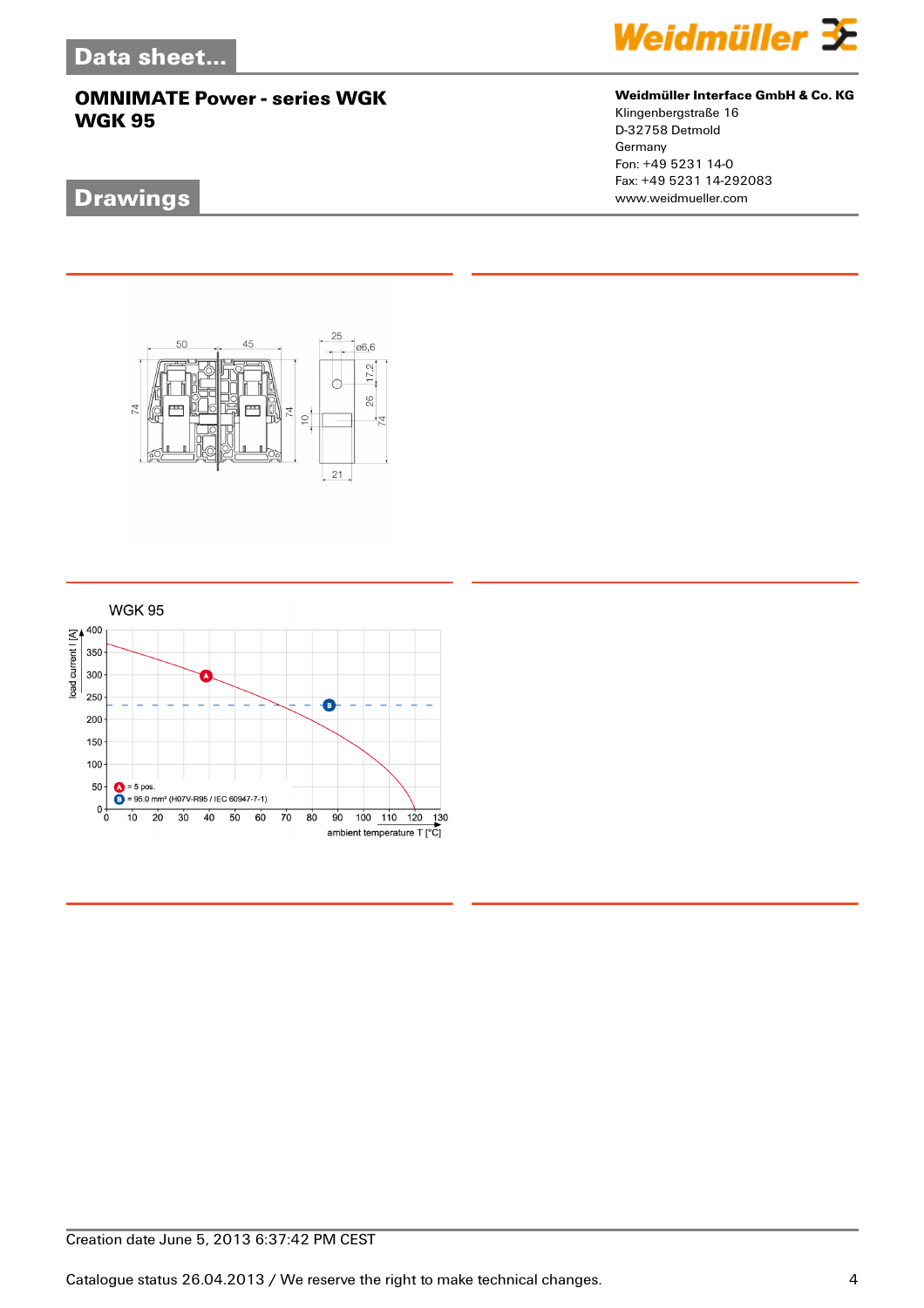Data sheet...

# OMNIMATE Power - series WGK
# WGK 95

**Weidmüller Interface GmbH & Co. KG**
Klingenbergstraße 16
D-32758 Detmold
Germany
Fon: +49 5231 14-0
Fax: +49 5231 14-292083
www.weidmueller.com

## Drawings

50
45
25
ø6,6
74
74
10
17,2
26
74
21

WGK 95

load current I [A]
400
350
300
250
200
150
100
50
0

0 10 20 30 40 50 60 70 80 90 100 110 120 130
ambient temperature T [°C]

A = 5 pos.
B = 95.0 mm² (H07V-R95 / IEC 60947-7-1)

Creation date June 5, 2013 6:37:42 PM CEST

Catalogue status 26.04.2013 / We reserve the right to make technical changes.